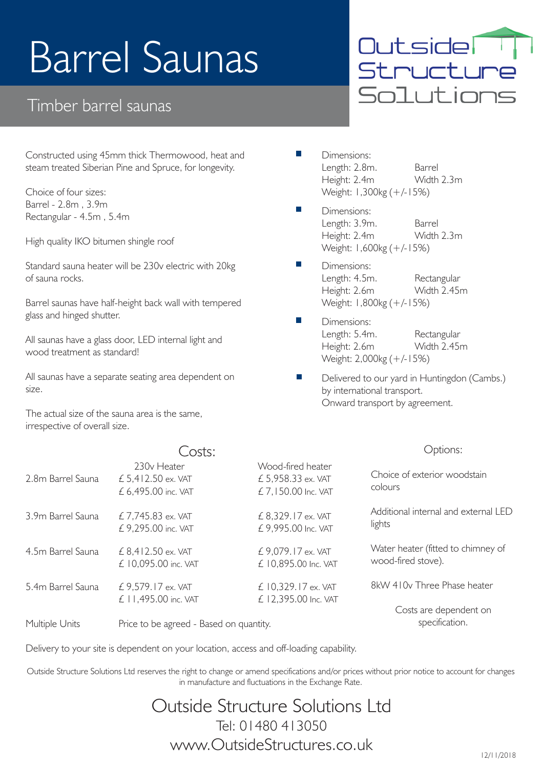# Barrel Saunas

## Timber barrel saunas

Outside Structure Solutions

Constructed using 45mm thick Thermowood, heat and steam treated Siberian Pine and Spruce, for longevity.

Choice of four sizes:
Barrel - 2.8m , 3.9m
Rectangular - 4.5m , 5.4m

High quality IKO bitumen shingle roof

Standard sauna heater will be 230v electric with 20kg of sauna rocks.

Barrel saunas have half-height back wall with tempered glass and hinged shutter.

All saunas have a glass door, LED internal light and wood treatment as standard!

All saunas have a separate seating area dependent on size.

The actual size of the sauna area is the same, irrespective of overall size.

- Dimensions:
  Length: 2.8m. Barrel
  Height: 2.4m Width 2.3m
  Weight: 1,300kg (+/-15%)
- Dimensions:
  Length: 3.9m. Barrel
  Height: 2.4m Width 2.3m
  Weight: 1,600kg (+/-15%)
- Dimensions:
  Length: 4.5m. Rectangular
  Height: 2.6m Width 2.45m
  Weight: 1,800kg (+/-15%)
- Dimensions:
  Length: 5.4m. Rectangular
  Height: 2.6m Width 2.45m
  Weight: 2,000kg (+/-15%)
- Delivered to our yard in Huntingdon (Cambs.) by international transport.
  Onward transport by agreement.

### Costs:

| | 230v Heater | Wood-fired heater |
|---|---|---|
| 2.8m Barrel Sauna | £ 5,412.50 ex. VAT<br>£ 6,495.00 inc. VAT | £ 5,958.33 ex. VAT<br>£ 7,150.00 Inc. VAT |
| 3.9m Barrel Sauna | £ 7,745.83 ex. VAT<br>£ 9,295.00 inc. VAT | £ 8,329.17 ex. VAT<br>£ 9,995.00 Inc. VAT |
| 4.5m Barrel Sauna | £ 8,412.50 ex. VAT<br>£ 10,095.00 inc. VAT | £ 9,079.17 ex. VAT<br>£ 10,895.00 Inc. VAT |
| 5.4m Barrel Sauna | £ 9,579.17 ex. VAT<br>£ 11,495.00 inc. VAT | £ 10,329.17 ex. VAT<br>£ 12,395.00 Inc. VAT |
| Multiple Units | Price to be agreed - Based on quantity. | |

### Options:

Choice of exterior woodstain colours

Additional internal and external LED lights

Water heater (fitted to chimney of wood-fired stove).

8kW 410v Three Phase heater

Costs are dependent on specification.

Delivery to your site is dependent on your location, access and off-loading capability.

Outside Structure Solutions Ltd reserves the right to change or amend specifications and/or prices without prior notice to account for changes in manufacture and fluctuations in the Exchange Rate.

Outside Structure Solutions Ltd
Tel: 01480 413050
www.OutsideStructures.co.uk

12/11/2018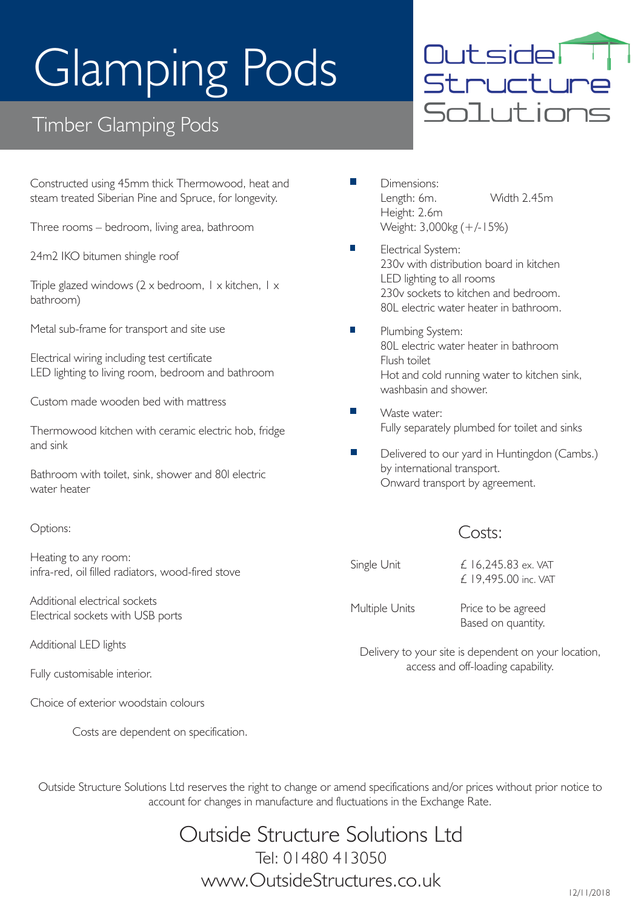# Glamping Pods

## Timber Glamping Pods

Outside Structure Solutions

Constructed using 45mm thick Thermowood, heat and steam treated Siberian Pine and Spruce, for longevity.

Three rooms – bedroom, living area, bathroom

24m2 IKO bitumen shingle roof

Triple glazed windows (2 x bedroom, 1 x kitchen, 1 x bathroom)

Metal sub-frame for transport and site use

Electrical wiring including test certificate
LED lighting to living room, bedroom and bathroom

Custom made wooden bed with mattress

Thermowood kitchen with ceramic electric hob, fridge and sink

Bathroom with toilet, sink, shower and 80l electric water heater

Options:

Heating to any room:
infra-red, oil filled radiators, wood-fired stove

Additional electrical sockets
Electrical sockets with USB ports

Additional LED lights

Fully customisable interior.

Choice of exterior woodstain colours

Costs are dependent on specification.

- Dimensions:
  Length: 6m. Width 2.45m
  Height: 2.6m
  Weight: 3,000kg (+/-15%)
- Electrical System:
  230v with distribution board in kitchen
  LED lighting to all rooms
  230v sockets to kitchen and bedroom.
  80L electric water heater in bathroom.
- Plumbing System:
  80L electric water heater in bathroom
  Flush toilet
  Hot and cold running water to kitchen sink, washbasin and shower.
- Waste water:
  Fully separately plumbed for toilet and sinks
- Delivered to our yard in Huntingdon (Cambs.) by international transport.
  Onward transport by agreement.

### Costs:

| | |
|---|---|
| Single Unit | £ 16,245.83 ex. VAT<br>£ 19,495.00 inc. VAT |
| Multiple Units | Price to be agreed<br>Based on quantity. |

Delivery to your site is dependent on your location, access and off-loading capability.

Outside Structure Solutions Ltd reserves the right to change or amend specifications and/or prices without prior notice to account for changes in manufacture and fluctuations in the Exchange Rate.

Outside Structure Solutions Ltd
Tel: 01480 413050
www.OutsideStructures.co.uk

12/11/2018